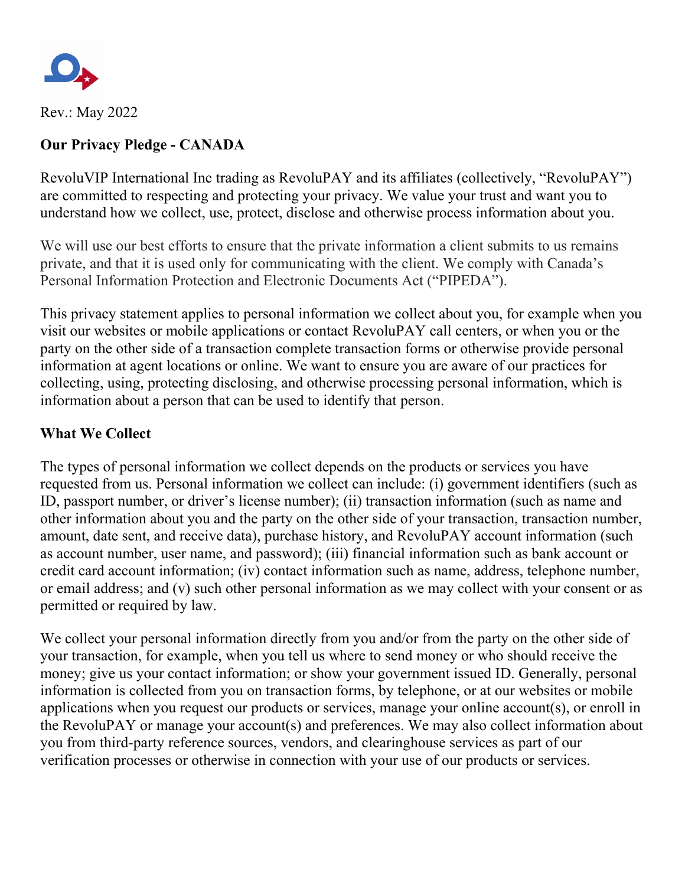Rev.: May 2022

## Our Privacy Pledge - CANADA

RevoluVIP International Inc trading as RevoluPAY and its affiliates (collectively, "RevoluPAY") are committed to respecting and protecting your privacy. We value your trust and want you to understand how we collect, use, protect, disclose and otherwise process information about you.

We will use our best efforts to ensure that the private information a client submits to us remains private, and that it is used only for communicating with the client. We comply with Canada's Personal Information Protection and Electronic Documents Act ("PIPEDA").

This privacy statement applies to personal information we collect about you, for example when you visit our websites or mobile applications or contact RevoluPAY call centers, or when you or the party on the other side of a transaction complete transaction forms or otherwise provide personal information at agent locations or online. We want to ensure you are aware of our practices for collecting, using, protecting disclosing, and otherwise processing personal information, which is information about a person that can be used to identify that person.

## What We Collect

The types of personal information we collect depends on the products or services you have requested from us. Personal information we collect can include: (i) government identifiers (such as ID, passport number, or driver's license number); (ii) transaction information (such as name and other information about you and the party on the other side of your transaction, transaction number, amount, date sent, and receive data), purchase history, and RevoluPAY account information (such as account number, user name, and password); (iii) financial information such as bank account or credit card account information; (iv) contact information such as name, address, telephone number, or email address; and (v) such other personal information as we may collect with your consent or as permitted or required by law.

We collect your personal information directly from you and/or from the party on the other side of your transaction, for example, when you tell us where to send money or who should receive the money; give us your contact information; or show your government issued ID. Generally, personal information is collected from you on transaction forms, by telephone, or at our websites or mobile applications when you request our products or services, manage your online account(s), or enroll in the RevoluPAY or manage your account(s) and preferences. We may also collect information about you from third-party reference sources, vendors, and clearinghouse services as part of our verification processes or otherwise in connection with your use of our products or services.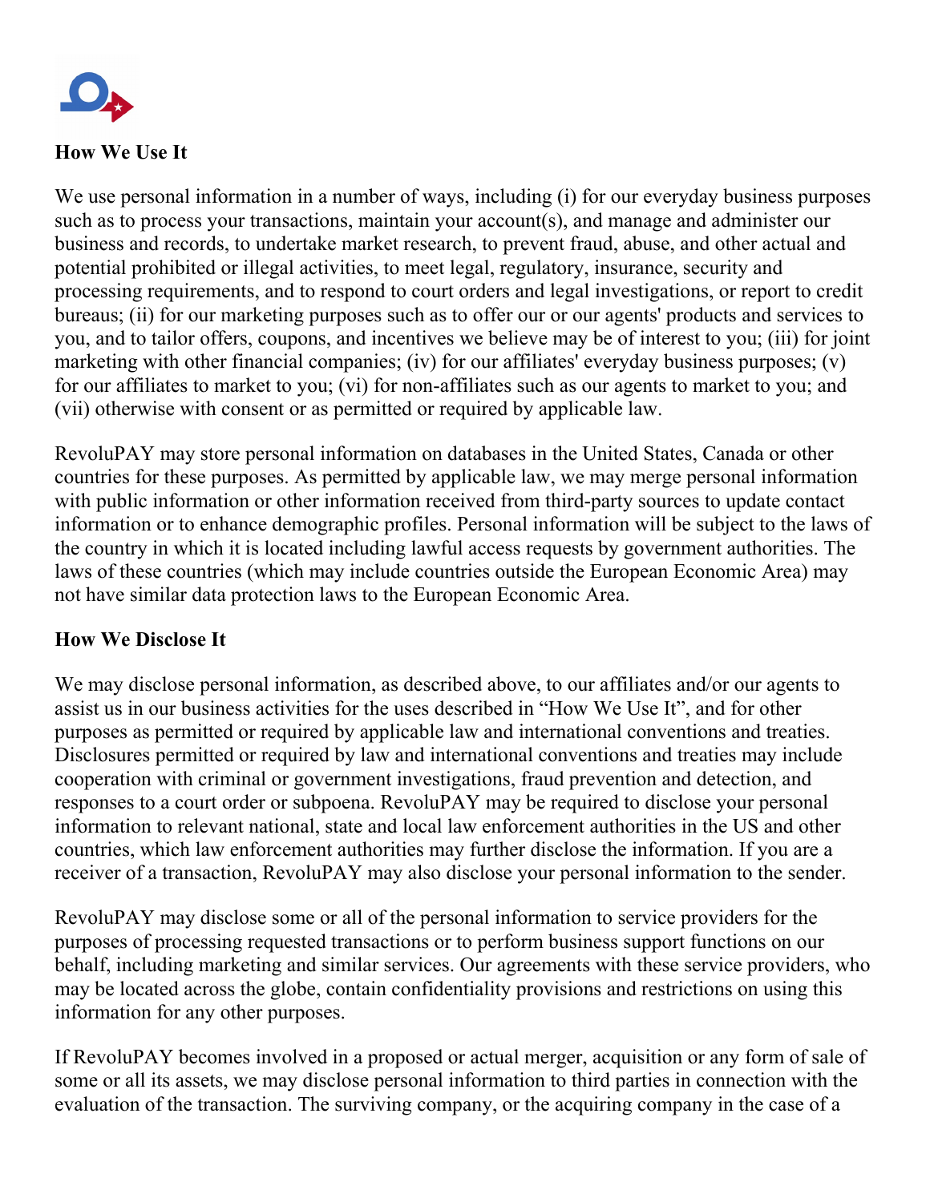## How We Use It

We use personal information in a number of ways, including (i) for our everyday business purposes such as to process your transactions, maintain your account(s), and manage and administer our business and records, to undertake market research, to prevent fraud, abuse, and other actual and potential prohibited or illegal activities, to meet legal, regulatory, insurance, security and processing requirements, and to respond to court orders and legal investigations, or report to credit bureaus; (ii) for our marketing purposes such as to offer our or our agents' products and services to you, and to tailor offers, coupons, and incentives we believe may be of interest to you; (iii) for joint marketing with other financial companies; (iv) for our affiliates' everyday business purposes; (v) for our affiliates to market to you; (vi) for non-affiliates such as our agents to market to you; and (vii) otherwise with consent or as permitted or required by applicable law.

RevoluPAY may store personal information on databases in the United States, Canada or other countries for these purposes. As permitted by applicable law, we may merge personal information with public information or other information received from third-party sources to update contact information or to enhance demographic profiles. Personal information will be subject to the laws of the country in which it is located including lawful access requests by government authorities. The laws of these countries (which may include countries outside the European Economic Area) may not have similar data protection laws to the European Economic Area.

## How We Disclose It

We may disclose personal information, as described above, to our affiliates and/or our agents to assist us in our business activities for the uses described in "How We Use It", and for other purposes as permitted or required by applicable law and international conventions and treaties. Disclosures permitted or required by law and international conventions and treaties may include cooperation with criminal or government investigations, fraud prevention and detection, and responses to a court order or subpoena. RevoluPAY may be required to disclose your personal information to relevant national, state and local law enforcement authorities in the US and other countries, which law enforcement authorities may further disclose the information. If you are a receiver of a transaction, RevoluPAY may also disclose your personal information to the sender.

RevoluPAY may disclose some or all of the personal information to service providers for the purposes of processing requested transactions or to perform business support functions on our behalf, including marketing and similar services. Our agreements with these service providers, who may be located across the globe, contain confidentiality provisions and restrictions on using this information for any other purposes.

If RevoluPAY becomes involved in a proposed or actual merger, acquisition or any form of sale of some or all its assets, we may disclose personal information to third parties in connection with the evaluation of the transaction. The surviving company, or the acquiring company in the case of a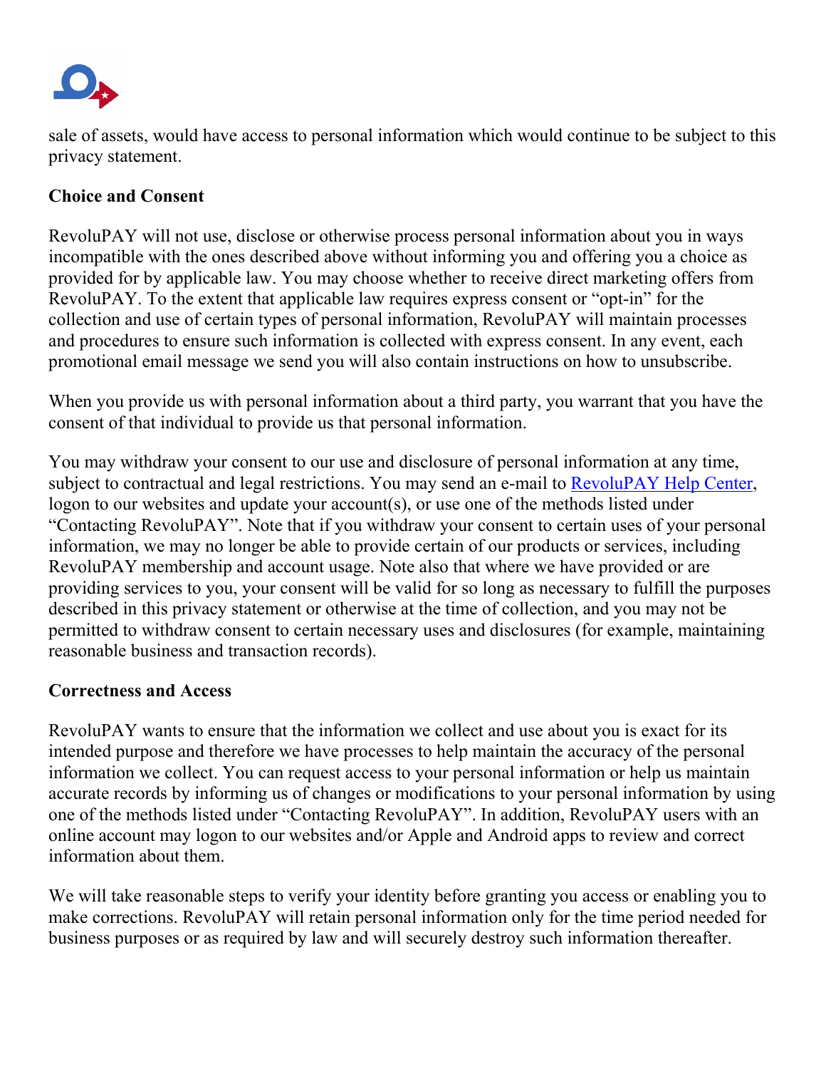sale of assets, would have access to personal information which would continue to be subject to this privacy statement.

**Choice and Consent**

RevoluPAY will not use, disclose or otherwise process personal information about you in ways incompatible with the ones described above without informing you and offering you a choice as provided for by applicable law. You may choose whether to receive direct marketing offers from RevoluPAY. To the extent that applicable law requires express consent or "opt-in" for the collection and use of certain types of personal information, RevoluPAY will maintain processes and procedures to ensure such information is collected with express consent. In any event, each promotional email message we send you will also contain instructions on how to unsubscribe.

When you provide us with personal information about a third party, you warrant that you have the consent of that individual to provide us that personal information.

You may withdraw your consent to our use and disclosure of personal information at any time, subject to contractual and legal restrictions. You may send an e-mail to RevoluPAY Help Center, logon to our websites and update your account(s), or use one of the methods listed under "Contacting RevoluPAY". Note that if you withdraw your consent to certain uses of your personal information, we may no longer be able to provide certain of our products or services, including RevoluPAY membership and account usage. Note also that where we have provided or are providing services to you, your consent will be valid for so long as necessary to fulfill the purposes described in this privacy statement or otherwise at the time of collection, and you may not be permitted to withdraw consent to certain necessary uses and disclosures (for example, maintaining reasonable business and transaction records).

**Correctness and Access**

RevoluPAY wants to ensure that the information we collect and use about you is exact for its intended purpose and therefore we have processes to help maintain the accuracy of the personal information we collect. You can request access to your personal information or help us maintain accurate records by informing us of changes or modifications to your personal information by using one of the methods listed under "Contacting RevoluPAY". In addition, RevoluPAY users with an online account may logon to our websites and/or Apple and Android apps to review and correct information about them.

We will take reasonable steps to verify your identity before granting you access or enabling you to make corrections. RevoluPAY will retain personal information only for the time period needed for business purposes or as required by law and will securely destroy such information thereafter.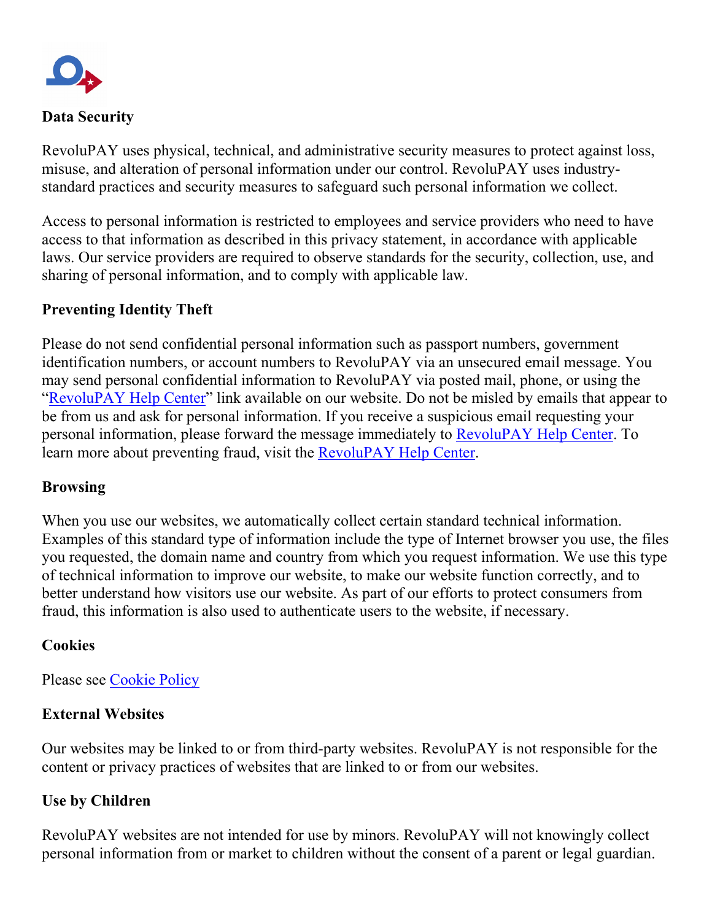**Data Security**

RevoluPAY uses physical, technical, and administrative security measures to protect against loss, misuse, and alteration of personal information under our control. RevoluPAY uses industry-standard practices and security measures to safeguard such personal information we collect.

Access to personal information is restricted to employees and service providers who need to have access to that information as described in this privacy statement, in accordance with applicable laws. Our service providers are required to observe standards for the security, collection, use, and sharing of personal information, and to comply with applicable law.

**Preventing Identity Theft**

Please do not send confidential personal information such as passport numbers, government identification numbers, or account numbers to RevoluPAY via an unsecured email message. You may send personal confidential information to RevoluPAY via posted mail, phone, or using the "RevoluPAY Help Center" link available on our website. Do not be misled by emails that appear to be from us and ask for personal information. If you receive a suspicious email requesting your personal information, please forward the message immediately to RevoluPAY Help Center. To learn more about preventing fraud, visit the RevoluPAY Help Center.

**Browsing**

When you use our websites, we automatically collect certain standard technical information. Examples of this standard type of information include the type of Internet browser you use, the files you requested, the domain name and country from which you request information. We use this type of technical information to improve our website, to make our website function correctly, and to better understand how visitors use our website. As part of our efforts to protect consumers from fraud, this information is also used to authenticate users to the website, if necessary.

**Cookies**

Please see Cookie Policy

**External Websites**

Our websites may be linked to or from third-party websites. RevoluPAY is not responsible for the content or privacy practices of websites that are linked to or from our websites.

**Use by Children**

RevoluPAY websites are not intended for use by minors. RevoluPAY will not knowingly collect personal information from or market to children without the consent of a parent or legal guardian.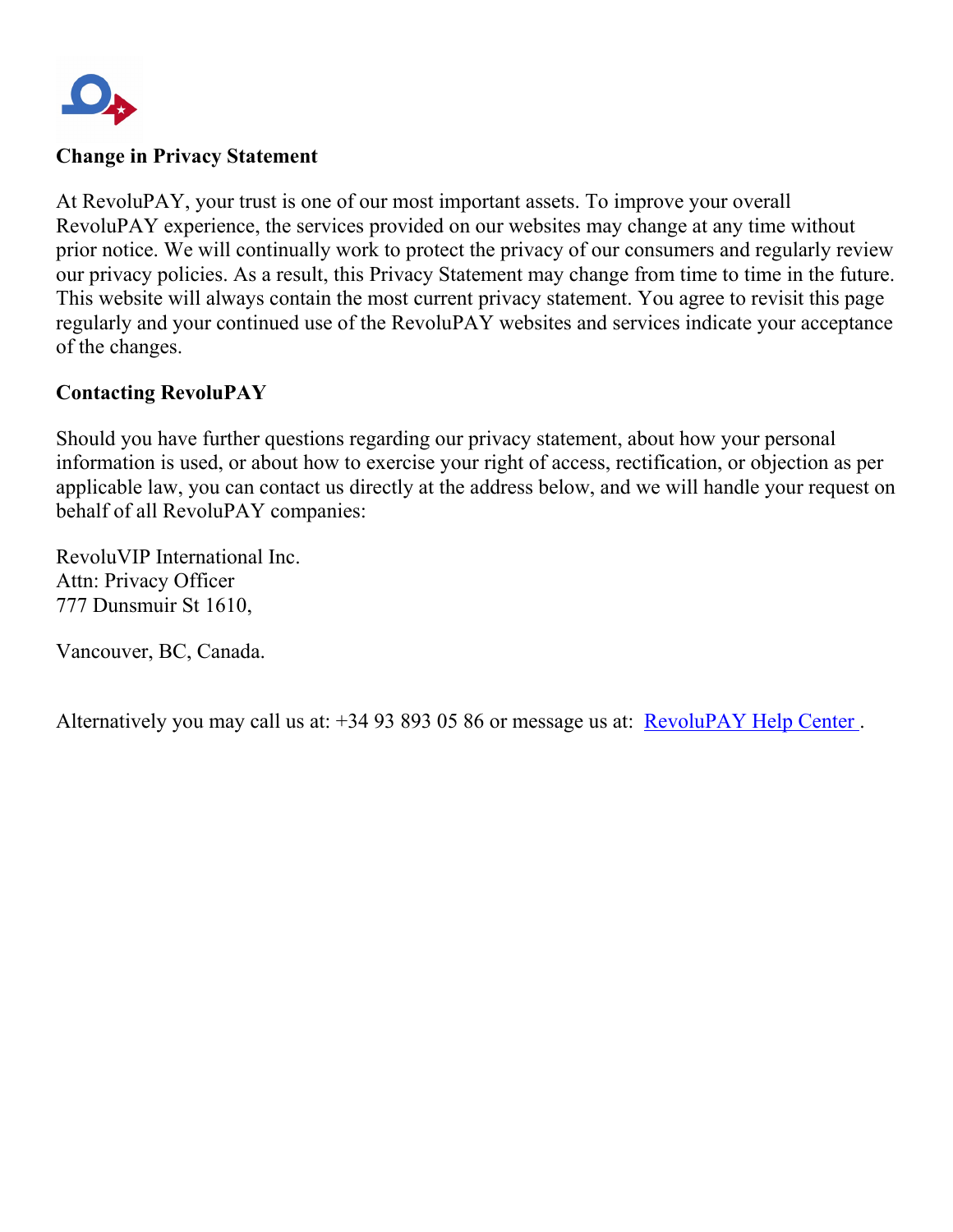**Change in Privacy Statement**

At RevoluPAY, your trust is one of our most important assets. To improve your overall RevoluPAY experience, the services provided on our websites may change at any time without prior notice. We will continually work to protect the privacy of our consumers and regularly review our privacy policies. As a result, this Privacy Statement may change from time to time in the future. This website will always contain the most current privacy statement. You agree to revisit this page regularly and your continued use of the RevoluPAY websites and services indicate your acceptance of the changes.

**Contacting RevoluPAY**

Should you have further questions regarding our privacy statement, about how your personal information is used, or about how to exercise your right of access, rectification, or objection as per applicable law, you can contact us directly at the address below, and we will handle your request on behalf of all RevoluPAY companies:

RevoluVIP International Inc.
Attn: Privacy Officer
777 Dunsmuir St 1610,

Vancouver, BC, Canada.

Alternatively you may call us at: +34 93 893 05 86 or message us at: RevoluPAY Help Center .